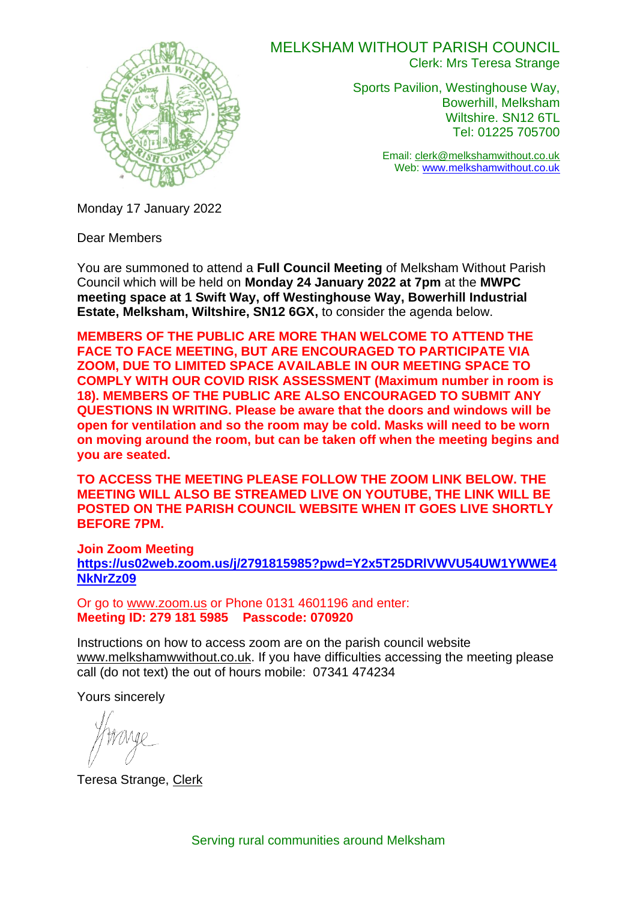# MELKSHAM WITHOUT PARISH COUNCIL

Clerk: Mrs Teresa Strange

Sports Pavilion, Westinghouse Way,
Bowerhill, Melksham
Wiltshire. SN12 6TL
Tel: 01225 705700

Email: clerk@melkshamwithout.co.uk
Web: www.melkshamwithout.co.uk

Monday 17 January 2022

Dear Members

You are summoned to attend a **Full Council Meeting** of Melksham Without Parish Council which will be held on **Monday 24 January 2022 at 7pm** at the **MWPC meeting space at 1 Swift Way, off Westinghouse Way, Bowerhill Industrial Estate, Melksham, Wiltshire, SN12 6GX,** to consider the agenda below.

**MEMBERS OF THE PUBLIC ARE MORE THAN WELCOME TO ATTEND THE FACE TO FACE MEETING, BUT ARE ENCOURAGED TO PARTICIPATE VIA ZOOM, DUE TO LIMITED SPACE AVAILABLE IN OUR MEETING SPACE TO COMPLY WITH OUR COVID RISK ASSESSMENT (Maximum number in room is 18). MEMBERS OF THE PUBLIC ARE ALSO ENCOURAGED TO SUBMIT ANY QUESTIONS IN WRITING. Please be aware that the doors and windows will be open for ventilation and so the room may be cold. Masks will need to be worn on moving around the room, but can be taken off when the meeting begins and you are seated.**

**TO ACCESS THE MEETING PLEASE FOLLOW THE ZOOM LINK BELOW. THE MEETING WILL ALSO BE STREAMED LIVE ON YOUTUBE, THE LINK WILL BE POSTED ON THE PARISH COUNCIL WEBSITE WHEN IT GOES LIVE SHORTLY BEFORE 7PM.**

**Join Zoom Meeting**
**https://us02web.zoom.us/j/2791815985?pwd=Y2x5T25DRlVWVU54UW1YWWE4NkNrZz09**

Or go to www.zoom.us or Phone 0131 4601196 and enter:
**Meeting ID: 279 181 5985 Passcode: 070920**

Instructions on how to access zoom are on the parish council website www.melkshamwwithout.co.uk. If you have difficulties accessing the meeting please call (do not text) the out of hours mobile: 07341 474234

Yours sincerely

Teresa Strange, Clerk

Serving rural communities around Melksham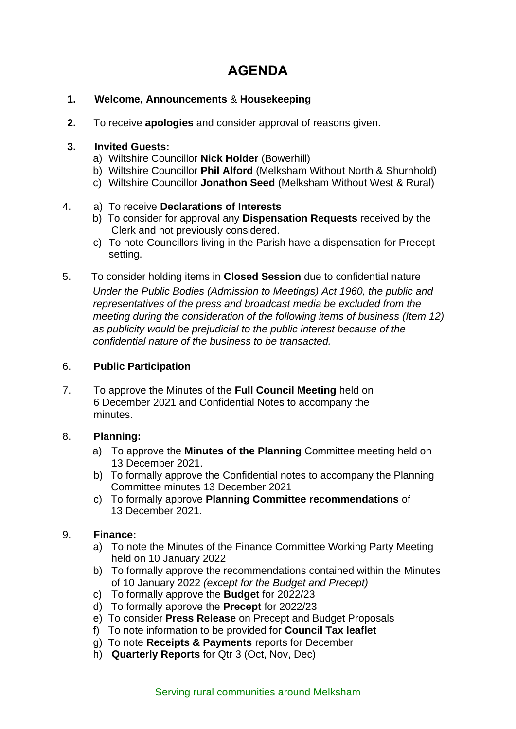# AGENDA

1. **Welcome, Announcements** & **Housekeeping**

2. To receive **apologies** and consider approval of reasons given.

3. **Invited Guests:**
   a) Wiltshire Councillor **Nick Holder** (Bowerhill)
   b) Wiltshire Councillor **Phil Alford** (Melksham Without North & Shurnhold)
   c) Wiltshire Councillor **Jonathon Seed** (Melksham Without West & Rural)

4. a) To receive **Declarations of Interests**
   b) To consider for approval any **Dispensation Requests** received by the Clerk and not previously considered.
   c) To note Councillors living in the Parish have a dispensation for Precept setting.

5. To consider holding items in **Closed Session** due to confidential nature
   *Under the Public Bodies (Admission to Meetings) Act 1960, the public and representatives of the press and broadcast media be excluded from the meeting during the consideration of the following items of business (Item 12) as publicity would be prejudicial to the public interest because of the confidential nature of the business to be transacted.*

6. **Public Participation**

7. To approve the Minutes of the **Full Council Meeting** held on 6 December 2021 and Confidential Notes to accompany the minutes.

8. **Planning:**
   a) To approve the **Minutes of the Planning** Committee meeting held on 13 December 2021.
   b) To formally approve the Confidential notes to accompany the Planning Committee minutes 13 December 2021
   c) To formally approve **Planning Committee recommendations** of 13 December 2021.

9. **Finance:**
   a) To note the Minutes of the Finance Committee Working Party Meeting held on 10 January 2022
   b) To formally approve the recommendations contained within the Minutes of 10 January 2022 *(except for the Budget and Precept)*
   c) To formally approve the **Budget** for 2022/23
   d) To formally approve the **Precept** for 2022/23
   e) To consider **Press Release** on Precept and Budget Proposals
   f) To note information to be provided for **Council Tax leaflet**
   g) To note **Receipts & Payments** reports for December
   h) **Quarterly Reports** for Qtr 3 (Oct, Nov, Dec)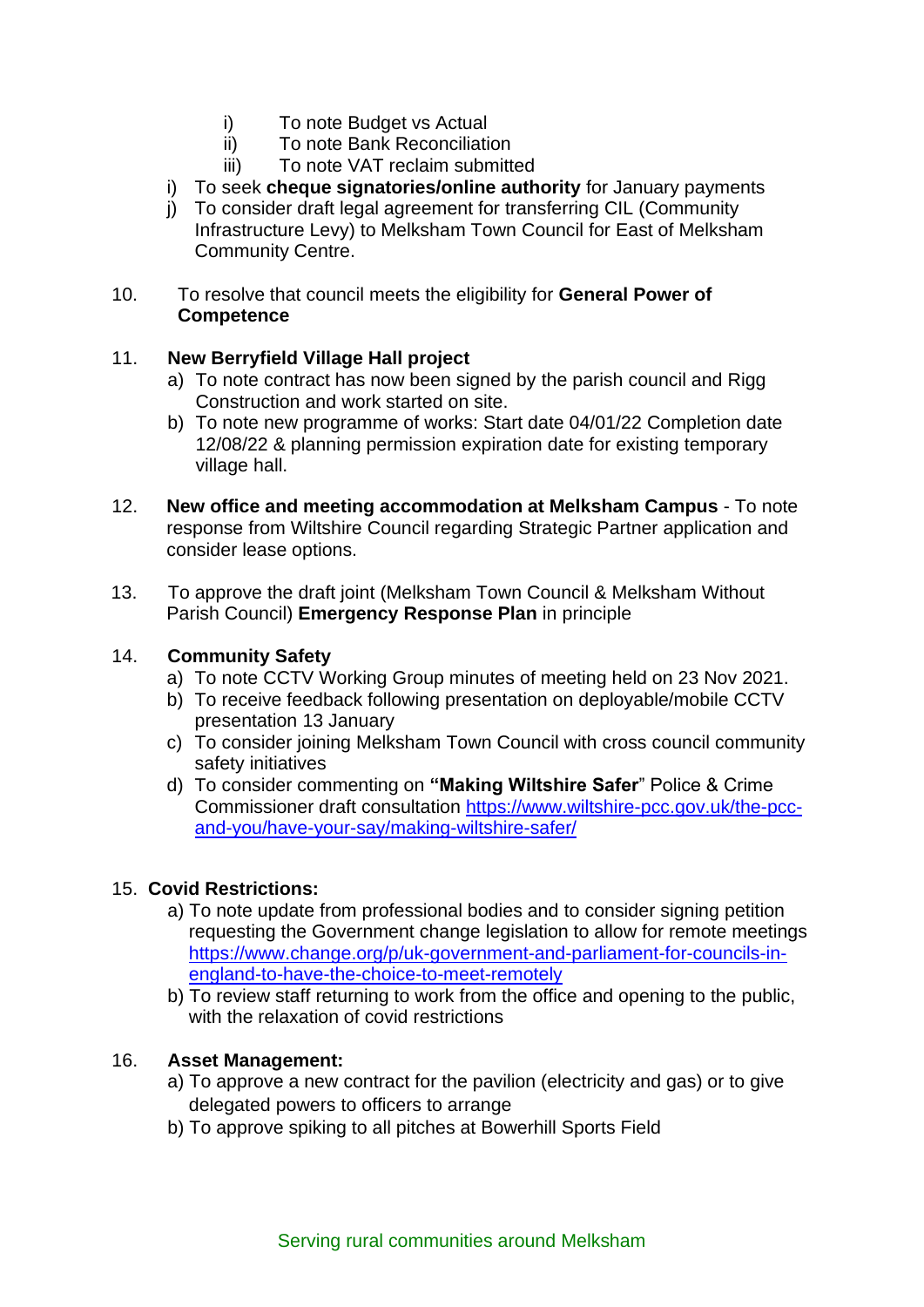i) To note Budget vs Actual
   ii) To note Bank Reconciliation
   iii) To note VAT reclaim submitted

i) To seek **cheque signatories/online authority** for January payments
j) To consider draft legal agreement for transferring CIL (Community Infrastructure Levy) to Melksham Town Council for East of Melksham Community Centre.

10. To resolve that council meets the eligibility for **General Power of Competence**

11. **New Berryfield Village Hall project**
    a) To note contract has now been signed by the parish council and Rigg Construction and work started on site.
    b) To note new programme of works: Start date 04/01/22 Completion date 12/08/22 & planning permission expiration date for existing temporary village hall.

12. **New office and meeting accommodation at Melksham Campus** - To note response from Wiltshire Council regarding Strategic Partner application and consider lease options.

13. To approve the draft joint (Melksham Town Council & Melksham Without Parish Council) **Emergency Response Plan** in principle

14. **Community Safety**
    a) To note CCTV Working Group minutes of meeting held on 23 Nov 2021.
    b) To receive feedback following presentation on deployable/mobile CCTV presentation 13 January
    c) To consider joining Melksham Town Council with cross council community safety initiatives
    d) To consider commenting on **"Making Wiltshire Safer"** Police & Crime Commissioner draft consultation [https://www.wiltshire-pcc.gov.uk/the-pcc-and-you/have-your-say/making-wiltshire-safer/](https://www.wiltshire-pcc.gov.uk/the-pcc-and-you/have-your-say/making-wiltshire-safer/)

15. **Covid Restrictions:**
    a) To note update from professional bodies and to consider signing petition requesting the Government change legislation to allow for remote meetings [https://www.change.org/p/uk-government-and-parliament-for-councils-in-england-to-have-the-choice-to-meet-remotely](https://www.change.org/p/uk-government-and-parliament-for-councils-in-england-to-have-the-choice-to-meet-remotely)
    b) To review staff returning to work from the office and opening to the public, with the relaxation of covid restrictions

16. **Asset Management:**
    a) To approve a new contract for the pavilion (electricity and gas) or to give delegated powers to officers to arrange
    b) To approve spiking to all pitches at Bowerhill Sports Field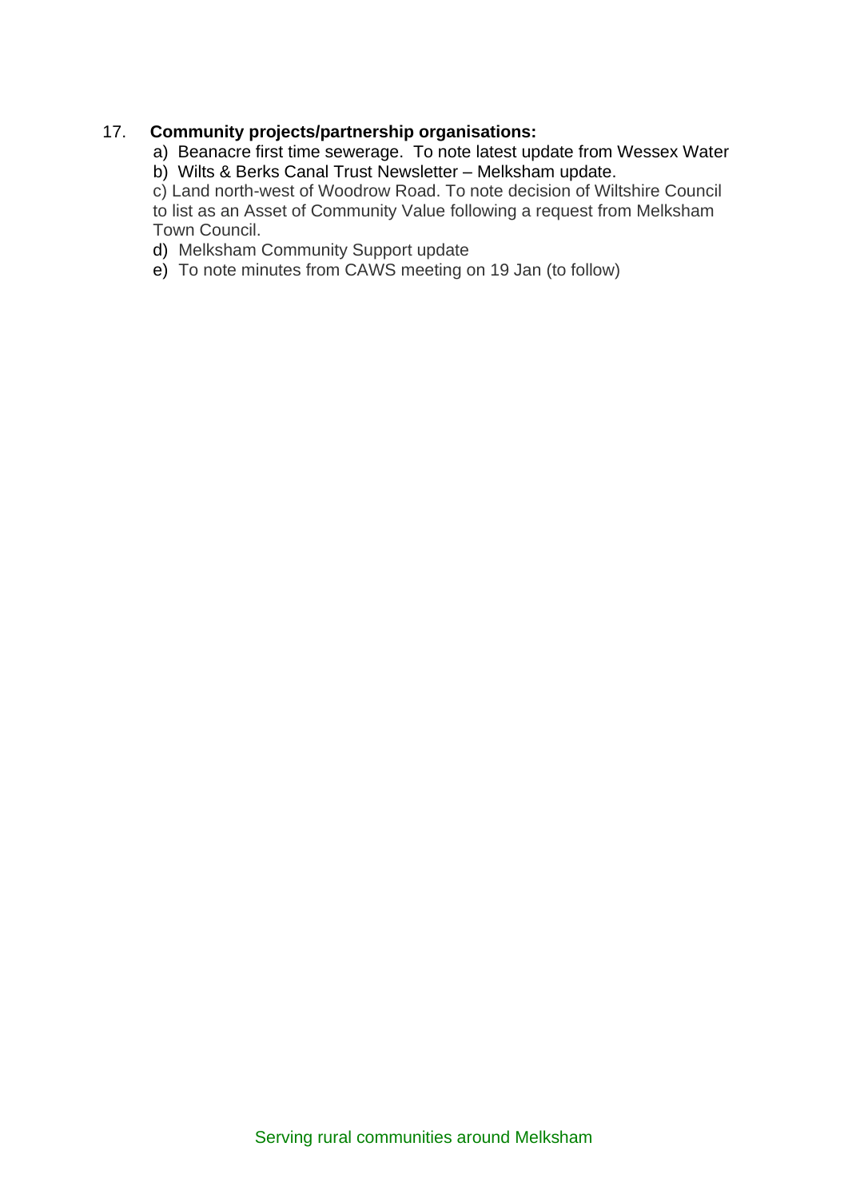17. **Community projects/partnership organisations:**

  a) Beanacre first time sewerage. To note latest update from Wessex Water
  b) Wilts & Berks Canal Trust Newsletter – Melksham update.
  c) Land north-west of Woodrow Road. To note decision of Wiltshire Council to list as an Asset of Community Value following a request from Melksham Town Council.
  d) Melksham Community Support update
  e) To note minutes from CAWS meeting on 19 Jan (to follow)